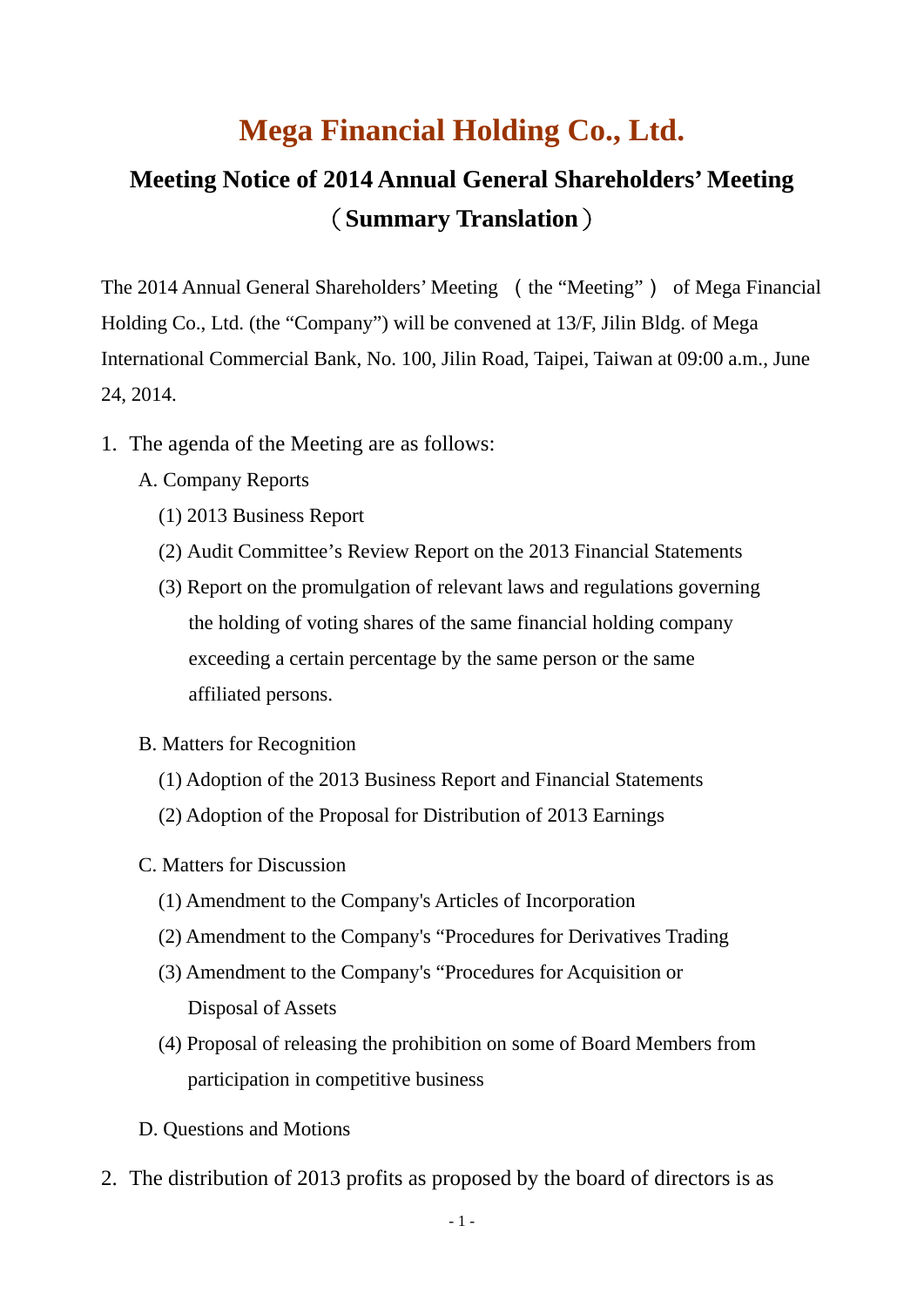# Mega Financial Holding Co., Ltd.

## Meeting Notice of 2014 Annual General Shareholders' Meeting（Summary Translation）

The 2014 Annual General Shareholders' Meeting （the "Meeting"） of Mega Financial Holding Co., Ltd. (the "Company") will be convened at 13/F, Jilin Bldg. of Mega International Commercial Bank, No. 100, Jilin Road, Taipei, Taiwan at 09:00 a.m., June 24, 2014.

1. The agenda of the Meeting are as follows:

   A. Company Reports

   (1) 2013 Business Report

   (2) Audit Committee's Review Report on the 2013 Financial Statements

   (3) Report on the promulgation of relevant laws and regulations governing the holding of voting shares of the same financial holding company exceeding a certain percentage by the same person or the same affiliated persons.

   B. Matters for Recognition

   (1) Adoption of the 2013 Business Report and Financial Statements

   (2) Adoption of the Proposal for Distribution of 2013 Earnings

   C. Matters for Discussion

   (1) Amendment to the Company's Articles of Incorporation

   (2) Amendment to the Company's "Procedures for Derivatives Trading

   (3) Amendment to the Company's "Procedures for Acquisition or Disposal of Assets

   (4) Proposal of releasing the prohibition on some of Board Members from participation in competitive business

   D. Questions and Motions

2. The distribution of 2013 profits as proposed by the board of directors is as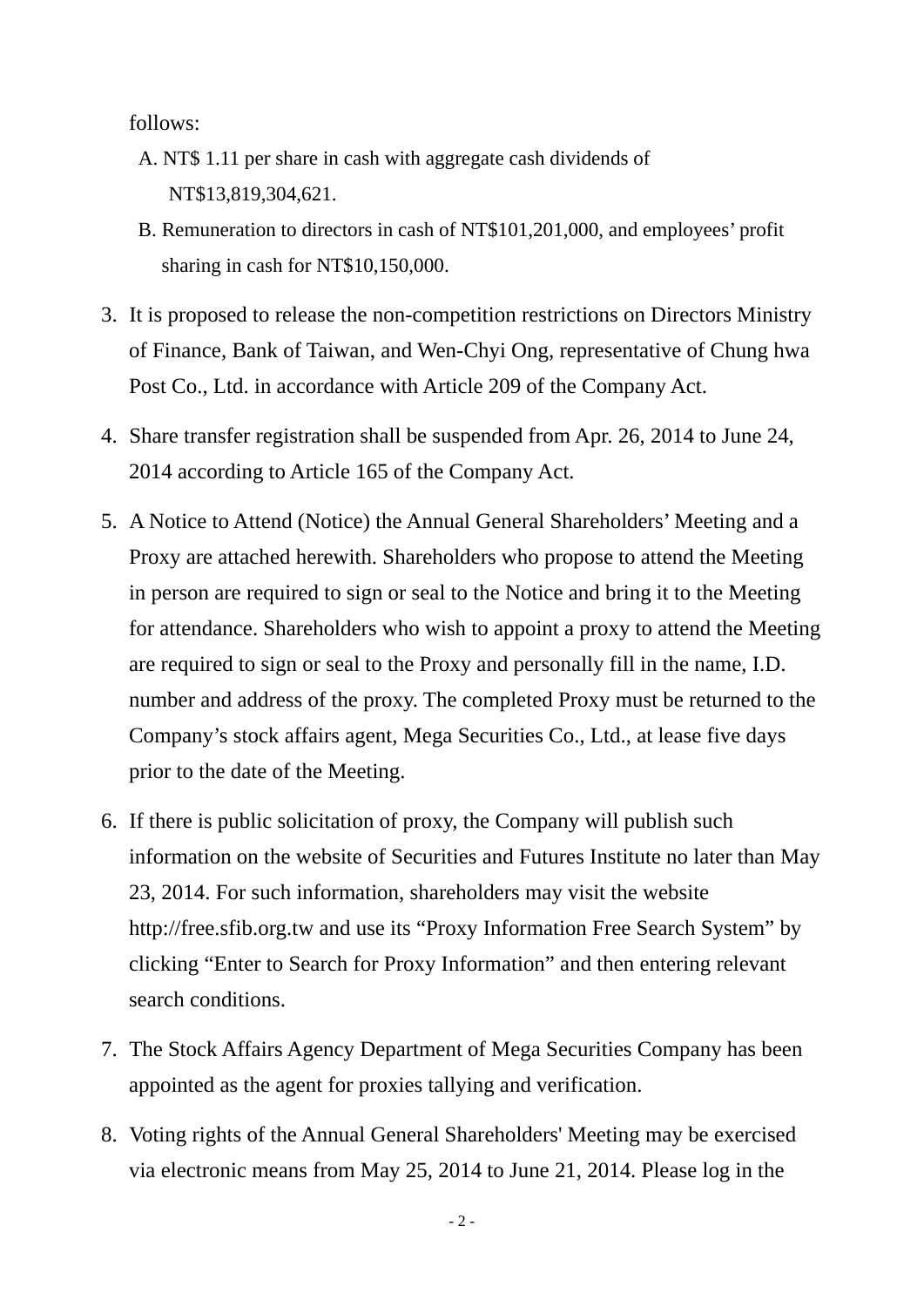follows:

A. NT$ 1.11 per share in cash with aggregate cash dividends of NT$13,819,304,621.

B. Remuneration to directors in cash of NT$101,201,000, and employees' profit sharing in cash for NT$10,150,000.

3. It is proposed to release the non-competition restrictions on Directors Ministry of Finance, Bank of Taiwan, and Wen-Chyi Ong, representative of Chung hwa Post Co., Ltd. in accordance with Article 209 of the Company Act.

4. Share transfer registration shall be suspended from Apr. 26, 2014 to June 24, 2014 according to Article 165 of the Company Act.

5. A Notice to Attend (Notice) the Annual General Shareholders' Meeting and a Proxy are attached herewith. Shareholders who propose to attend the Meeting in person are required to sign or seal to the Notice and bring it to the Meeting for attendance. Shareholders who wish to appoint a proxy to attend the Meeting are required to sign or seal to the Proxy and personally fill in the name, I.D. number and address of the proxy. The completed Proxy must be returned to the Company's stock affairs agent, Mega Securities Co., Ltd., at lease five days prior to the date of the Meeting.

6. If there is public solicitation of proxy, the Company will publish such information on the website of Securities and Futures Institute no later than May 23, 2014. For such information, shareholders may visit the website http://free.sfib.org.tw and use its "Proxy Information Free Search System" by clicking "Enter to Search for Proxy Information" and then entering relevant search conditions.

7. The Stock Affairs Agency Department of Mega Securities Company has been appointed as the agent for proxies tallying and verification.

8. Voting rights of the Annual General Shareholders' Meeting may be exercised via electronic means from May 25, 2014 to June 21, 2014. Please log in the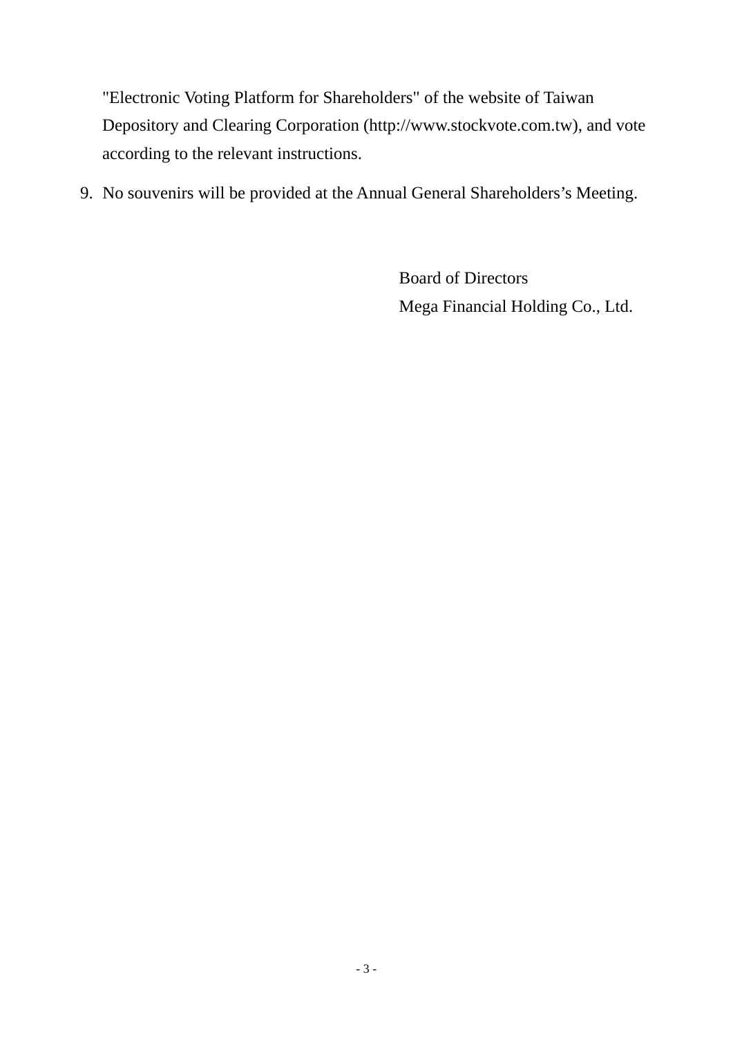"Electronic Voting Platform for Shareholders" of the website of Taiwan Depository and Clearing Corporation (http://www.stockvote.com.tw), and vote according to the relevant instructions.

9. No souvenirs will be provided at the Annual General Shareholders's Meeting.

Board of Directors
Mega Financial Holding Co., Ltd.